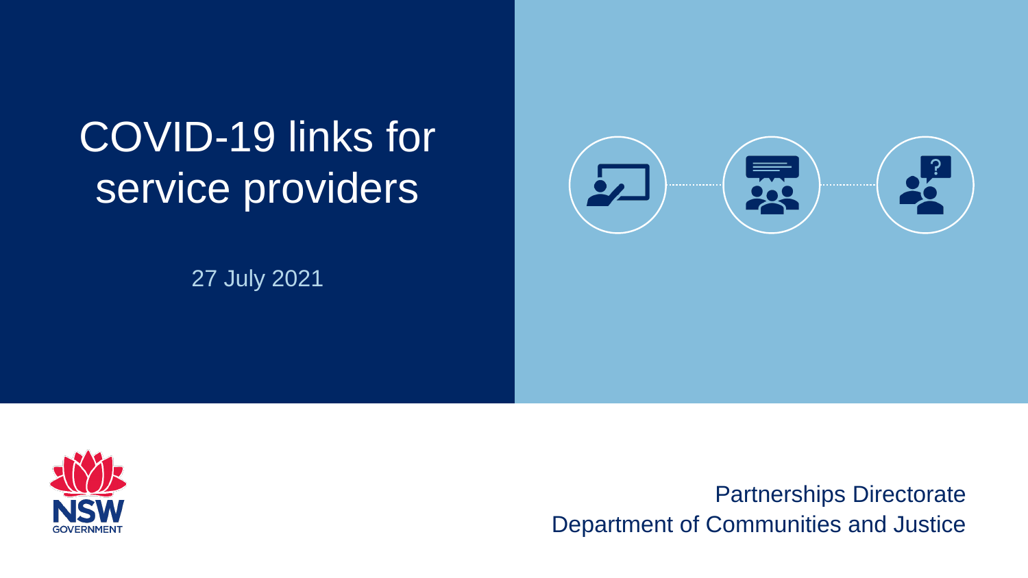# COVID-19 links for service providers

27 July 2021

Partnerships Directorate
Department of Communities and Justice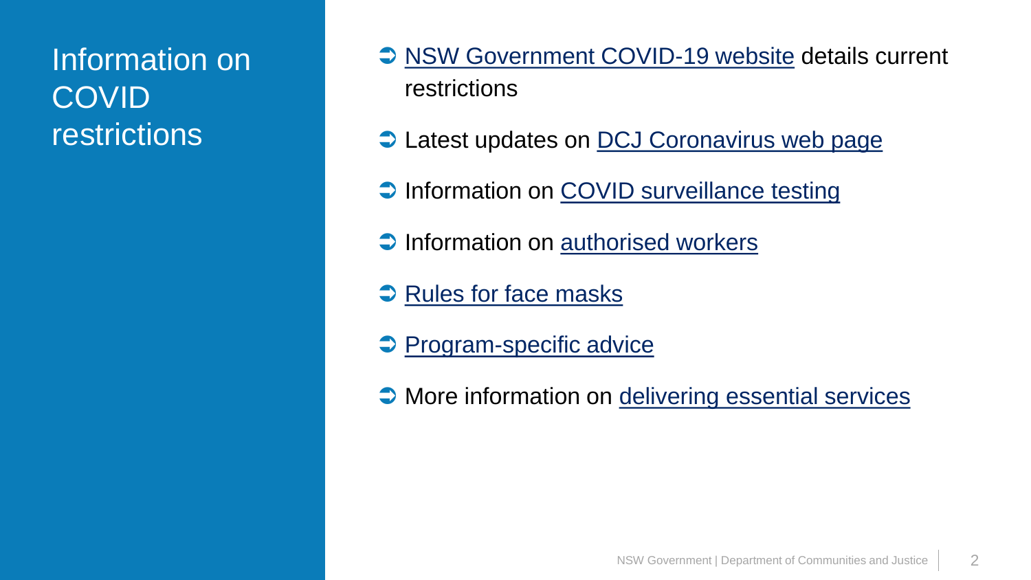# Information on COVID restrictions

- NSW Government COVID-19 website details current restrictions
- Latest updates on DCJ Coronavirus web page
- Information on COVID surveillance testing
- Information on authorised workers
- Rules for face masks
- Program-specific advice
- More information on delivering essential services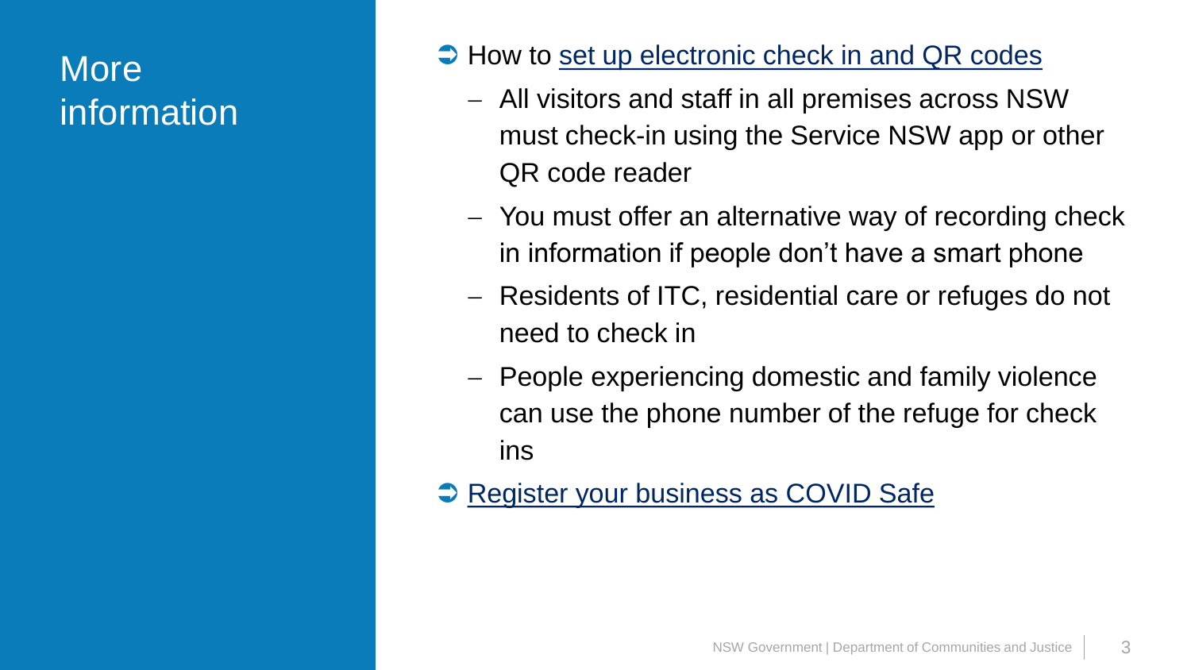# More information

- How to set up electronic check in and QR codes
  - All visitors and staff in all premises across NSW must check-in using the Service NSW app or other QR code reader
  - You must offer an alternative way of recording check in information if people don't have a smart phone
  - Residents of ITC, residential care or refuges do not need to check in
  - People experiencing domestic and family violence can use the phone number of the refuge for check ins
- Register your business as COVID Safe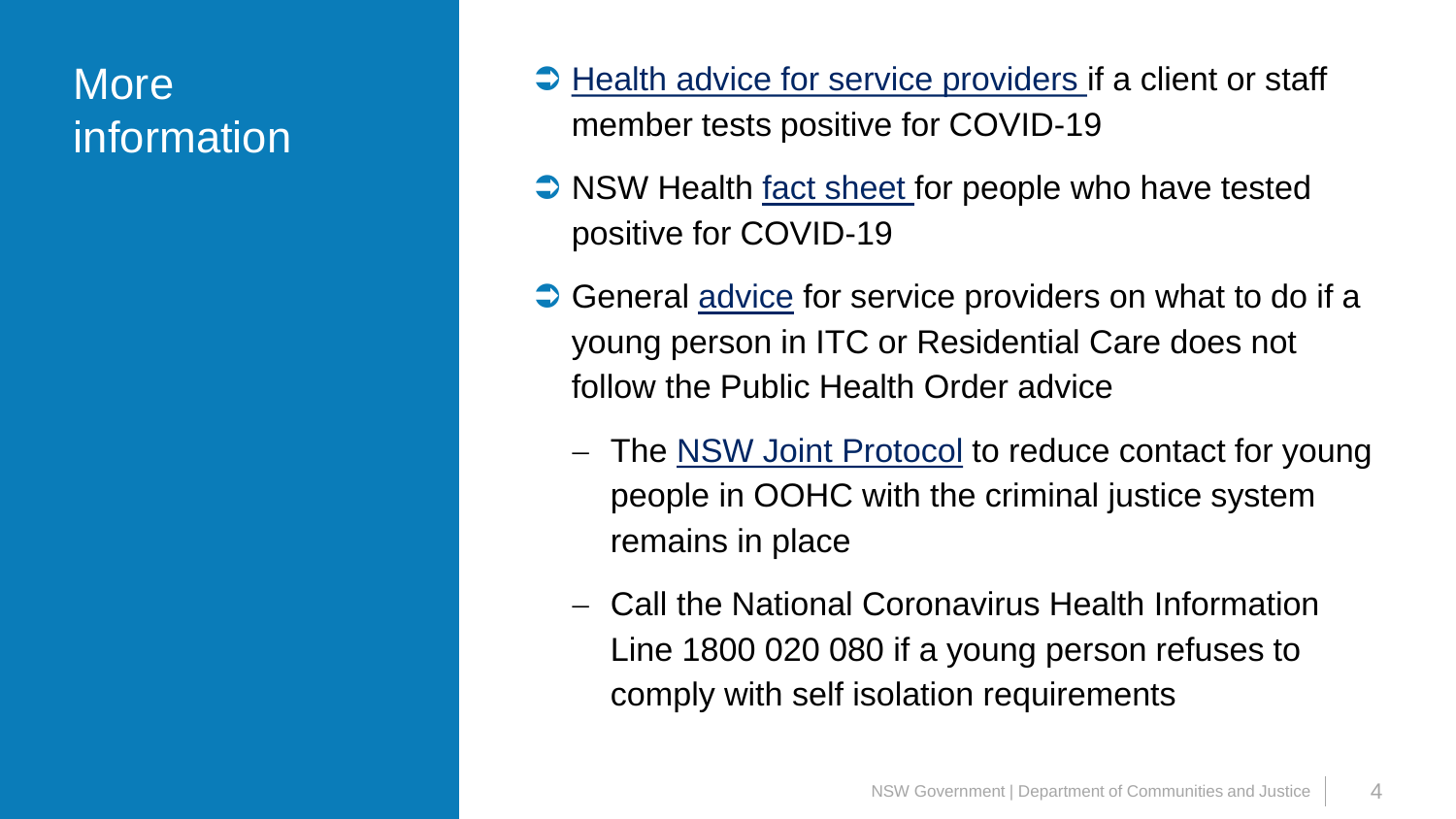# More information

- Health advice for service providers if a client or staff member tests positive for COVID-19
- NSW Health fact sheet for people who have tested positive for COVID-19
- General advice for service providers on what to do if a young person in ITC or Residential Care does not follow the Public Health Order advice
  - The NSW Joint Protocol to reduce contact for young people in OOHC with the criminal justice system remains in place
  - Call the National Coronavirus Health Information Line 1800 020 080 if a young person refuses to comply with self isolation requirements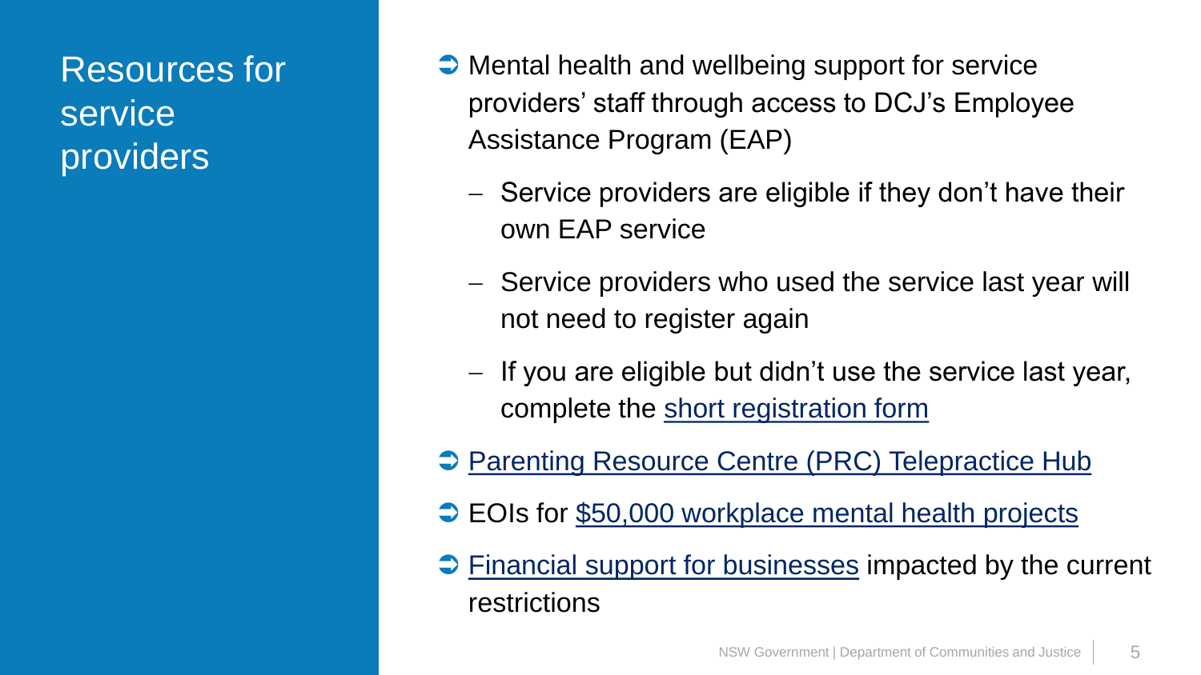# Resources for service providers

- Mental health and wellbeing support for service providers' staff through access to DCJ's Employee Assistance Program (EAP)
  - Service providers are eligible if they don't have their own EAP service
  - Service providers who used the service last year will not need to register again
  - If you are eligible but didn't use the service last year, complete the short registration form
- Parenting Resource Centre (PRC) Telepractice Hub
- EOIs for $50,000 workplace mental health projects
- Financial support for businesses impacted by the current restrictions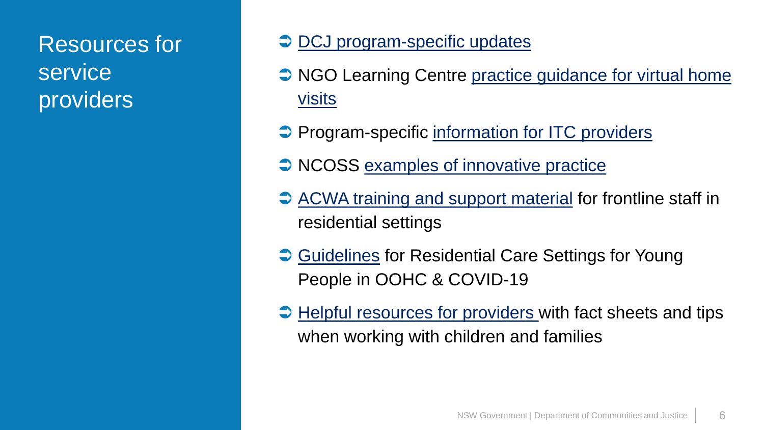# Resources for service providers

- DCJ program-specific updates
- NGO Learning Centre practice guidance for virtual home visits
- Program-specific information for ITC providers
- NCOSS examples of innovative practice
- ACWA training and support material for frontline staff in residential settings
- Guidelines for Residential Care Settings for Young People in OOHC & COVID-19
- Helpful resources for providers with fact sheets and tips when working with children and families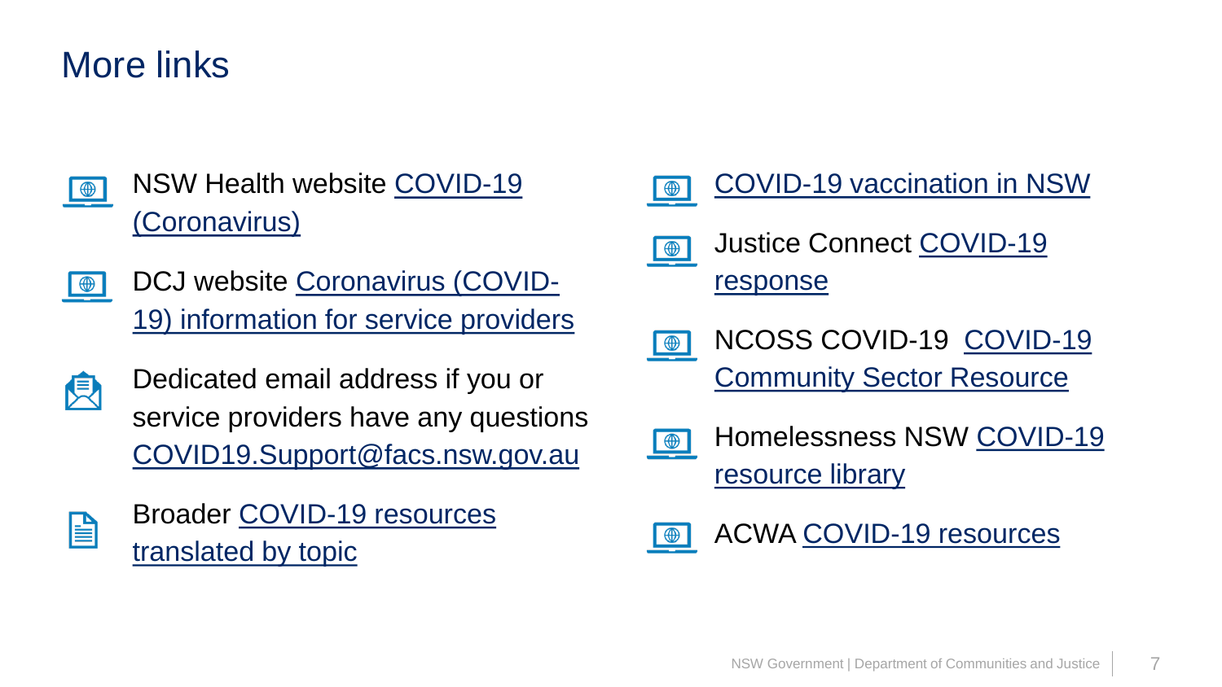# More links

- NSW Health website COVID-19 (Coronavirus)
- DCJ website Coronavirus (COVID-19) information for service providers
- Dedicated email address if you or service providers have any questions COVID19.Support@facs.nsw.gov.au
- Broader COVID-19 resources translated by topic
- COVID-19 vaccination in NSW
- Justice Connect COVID-19 response
- NCOSS COVID-19 COVID-19 Community Sector Resource
- Homelessness NSW COVID-19 resource library
- ACWA COVID-19 resources